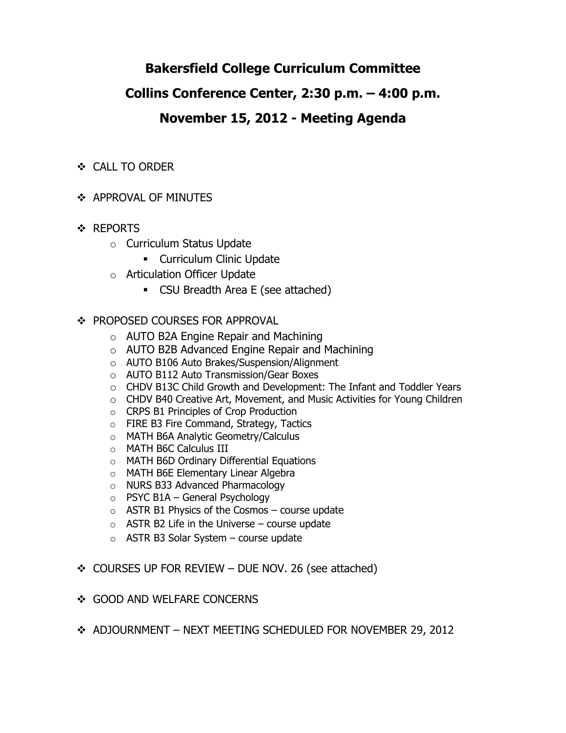# Bakersfield College Curriculum Committee

## Collins Conference Center, 2:30 p.m. – 4:00 p.m.

## November 15, 2012 - Meeting Agenda

- CALL TO ORDER
- APPROVAL OF MINUTES
- REPORTS
  - Curriculum Status Update
    - Curriculum Clinic Update
  - Articulation Officer Update
    - CSU Breadth Area E (see attached)
- PROPOSED COURSES FOR APPROVAL
  - AUTO B2A Engine Repair and Machining
  - AUTO B2B Advanced Engine Repair and Machining
  - AUTO B106 Auto Brakes/Suspension/Alignment
  - AUTO B112 Auto Transmission/Gear Boxes
  - CHDV B13C Child Growth and Development: The Infant and Toddler Years
  - CHDV B40 Creative Art, Movement, and Music Activities for Young Children
  - CRPS B1 Principles of Crop Production
  - FIRE B3 Fire Command, Strategy, Tactics
  - MATH B6A Analytic Geometry/Calculus
  - MATH B6C Calculus III
  - MATH B6D Ordinary Differential Equations
  - MATH B6E Elementary Linear Algebra
  - NURS B33 Advanced Pharmacology
  - PSYC B1A – General Psychology
  - ASTR B1 Physics of the Cosmos – course update
  - ASTR B2 Life in the Universe – course update
  - ASTR B3 Solar System – course update
- COURSES UP FOR REVIEW – DUE NOV. 26 (see attached)
- GOOD AND WELFARE CONCERNS
- ADJOURNMENT – NEXT MEETING SCHEDULED FOR NOVEMBER 29, 2012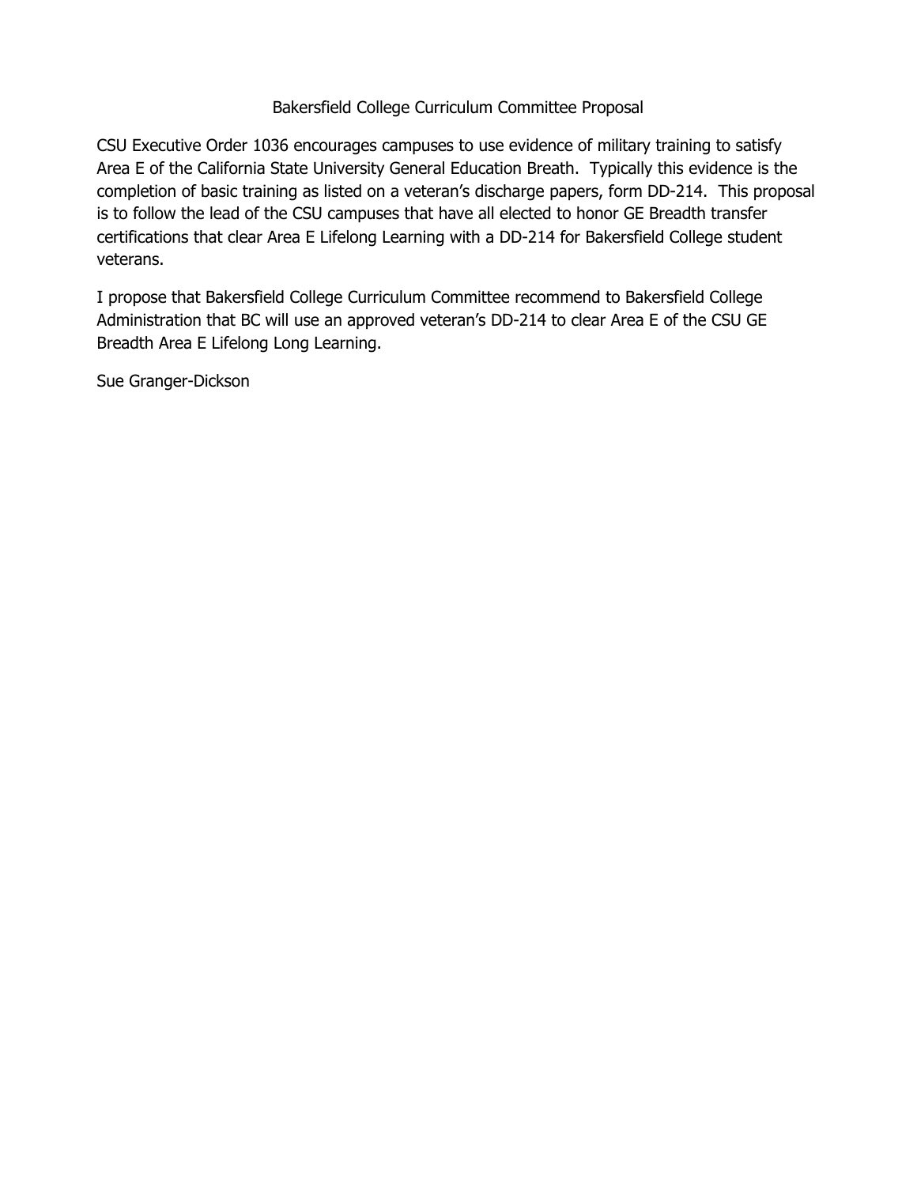# Bakersfield College Curriculum Committee Proposal

CSU Executive Order 1036 encourages campuses to use evidence of military training to satisfy Area E of the California State University General Education Breath. Typically this evidence is the completion of basic training as listed on a veteran's discharge papers, form DD-214. This proposal is to follow the lead of the CSU campuses that have all elected to honor GE Breadth transfer certifications that clear Area E Lifelong Learning with a DD-214 for Bakersfield College student veterans.

I propose that Bakersfield College Curriculum Committee recommend to Bakersfield College Administration that BC will use an approved veteran's DD-214 to clear Area E of the CSU GE Breadth Area E Lifelong Long Learning.

Sue Granger-Dickson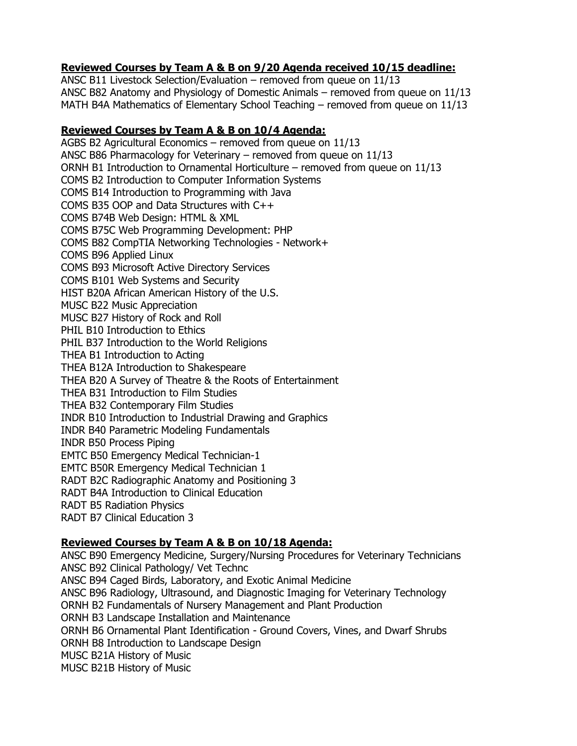**Reviewed Courses by Team A & B on 9/20 Agenda received 10/15 deadline:**

ANSC B11 Livestock Selection/Evaluation – removed from queue on 11/13
ANSC B82 Anatomy and Physiology of Domestic Animals – removed from queue on 11/13
MATH B4A Mathematics of Elementary School Teaching – removed from queue on 11/13

**Reviewed Courses by Team A & B on 10/4 Agenda:**

AGBS B2 Agricultural Economics – removed from queue on 11/13
ANSC B86 Pharmacology for Veterinary – removed from queue on 11/13
ORNH B1 Introduction to Ornamental Horticulture – removed from queue on 11/13
COMS B2 Introduction to Computer Information Systems
COMS B14 Introduction to Programming with Java
COMS B35 OOP and Data Structures with C++
COMS B74B Web Design: HTML & XML
COMS B75C Web Programming Development: PHP
COMS B82 CompTIA Networking Technologies - Network+
COMS B96 Applied Linux
COMS B93 Microsoft Active Directory Services
COMS B101 Web Systems and Security
HIST B20A African American History of the U.S.
MUSC B22 Music Appreciation
MUSC B27 History of Rock and Roll
PHIL B10 Introduction to Ethics
PHIL B37 Introduction to the World Religions
THEA B1 Introduction to Acting
THEA B12A Introduction to Shakespeare
THEA B20 A Survey of Theatre & the Roots of Entertainment
THEA B31 Introduction to Film Studies
THEA B32 Contemporary Film Studies
INDR B10 Introduction to Industrial Drawing and Graphics
INDR B40 Parametric Modeling Fundamentals
INDR B50 Process Piping
EMTC B50 Emergency Medical Technician-1
EMTC B50R Emergency Medical Technician 1
RADT B2C Radiographic Anatomy and Positioning 3
RADT B4A Introduction to Clinical Education
RADT B5 Radiation Physics
RADT B7 Clinical Education 3

**Reviewed Courses by Team A & B on 10/18 Agenda:**

ANSC B90 Emergency Medicine, Surgery/Nursing Procedures for Veterinary Technicians
ANSC B92 Clinical Pathology/ Vet Technc
ANSC B94 Caged Birds, Laboratory, and Exotic Animal Medicine
ANSC B96 Radiology, Ultrasound, and Diagnostic Imaging for Veterinary Technology
ORNH B2 Fundamentals of Nursery Management and Plant Production
ORNH B3 Landscape Installation and Maintenance
ORNH B6 Ornamental Plant Identification - Ground Covers, Vines, and Dwarf Shrubs
ORNH B8 Introduction to Landscape Design
MUSC B21A History of Music
MUSC B21B History of Music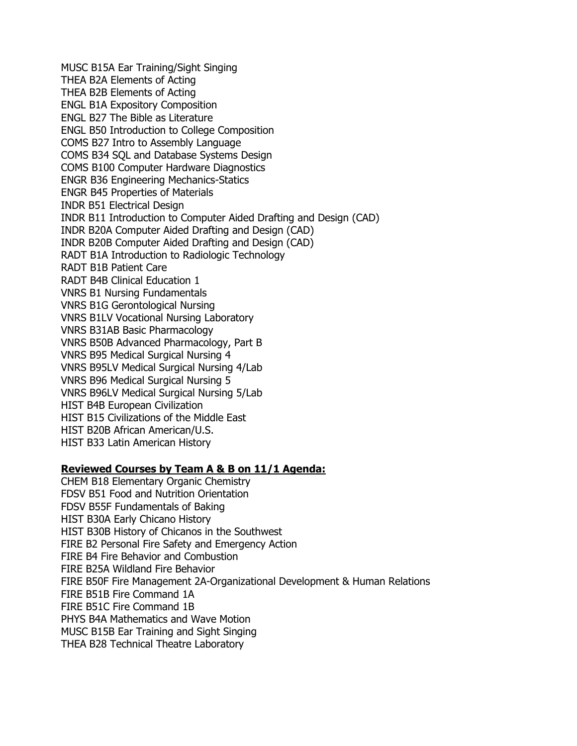MUSC B15A Ear Training/Sight Singing
THEA B2A Elements of Acting
THEA B2B Elements of Acting
ENGL B1A Expository Composition
ENGL B27 The Bible as Literature
ENGL B50 Introduction to College Composition
COMS B27 Intro to Assembly Language
COMS B34 SQL and Database Systems Design
COMS B100 Computer Hardware Diagnostics
ENGR B36 Engineering Mechanics-Statics
ENGR B45 Properties of Materials
INDR B51 Electrical Design
INDR B11 Introduction to Computer Aided Drafting and Design (CAD)
INDR B20A Computer Aided Drafting and Design (CAD)
INDR B20B Computer Aided Drafting and Design (CAD)
RADT B1A Introduction to Radiologic Technology
RADT B1B Patient Care
RADT B4B Clinical Education 1
VNRS B1 Nursing Fundamentals
VNRS B1G Gerontological Nursing
VNRS B1LV Vocational Nursing Laboratory
VNRS B31AB Basic Pharmacology
VNRS B50B Advanced Pharmacology, Part B
VNRS B95 Medical Surgical Nursing 4
VNRS B95LV Medical Surgical Nursing 4/Lab
VNRS B96 Medical Surgical Nursing 5
VNRS B96LV Medical Surgical Nursing 5/Lab
HIST B4B European Civilization
HIST B15 Civilizations of the Middle East
HIST B20B African American/U.S.
HIST B33 Latin American History

**Reviewed Courses by Team A & B on 11/1 Agenda:**

CHEM B18 Elementary Organic Chemistry
FDSV B51 Food and Nutrition Orientation
FDSV B55F Fundamentals of Baking
HIST B30A Early Chicano History
HIST B30B History of Chicanos in the Southwest
FIRE B2 Personal Fire Safety and Emergency Action
FIRE B4 Fire Behavior and Combustion
FIRE B25A Wildland Fire Behavior
FIRE B50F Fire Management 2A-Organizational Development & Human Relations
FIRE B51B Fire Command 1A
FIRE B51C Fire Command 1B
PHYS B4A Mathematics and Wave Motion
MUSC B15B Ear Training and Sight Singing
THEA B28 Technical Theatre Laboratory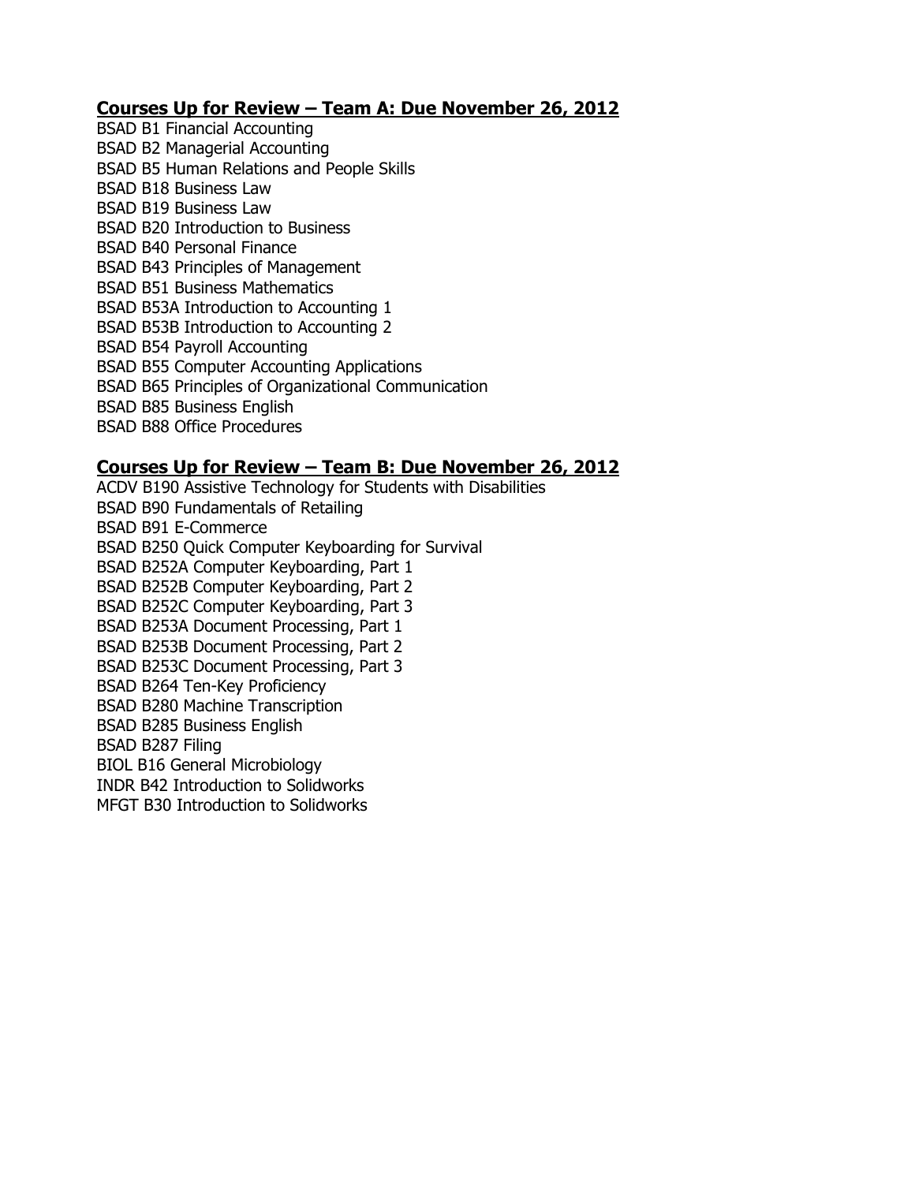## Courses Up for Review – Team A: Due November 26, 2012

BSAD B1 Financial Accounting
BSAD B2 Managerial Accounting
BSAD B5 Human Relations and People Skills
BSAD B18 Business Law
BSAD B19 Business Law
BSAD B20 Introduction to Business
BSAD B40 Personal Finance
BSAD B43 Principles of Management
BSAD B51 Business Mathematics
BSAD B53A Introduction to Accounting 1
BSAD B53B Introduction to Accounting 2
BSAD B54 Payroll Accounting
BSAD B55 Computer Accounting Applications
BSAD B65 Principles of Organizational Communication
BSAD B85 Business English
BSAD B88 Office Procedures

## Courses Up for Review – Team B: Due November 26, 2012

ACDV B190 Assistive Technology for Students with Disabilities
BSAD B90 Fundamentals of Retailing
BSAD B91 E-Commerce
BSAD B250 Quick Computer Keyboarding for Survival
BSAD B252A Computer Keyboarding, Part 1
BSAD B252B Computer Keyboarding, Part 2
BSAD B252C Computer Keyboarding, Part 3
BSAD B253A Document Processing, Part 1
BSAD B253B Document Processing, Part 2
BSAD B253C Document Processing, Part 3
BSAD B264 Ten-Key Proficiency
BSAD B280 Machine Transcription
BSAD B285 Business English
BSAD B287 Filing
BIOL B16 General Microbiology
INDR B42 Introduction to Solidworks
MFGT B30 Introduction to Solidworks